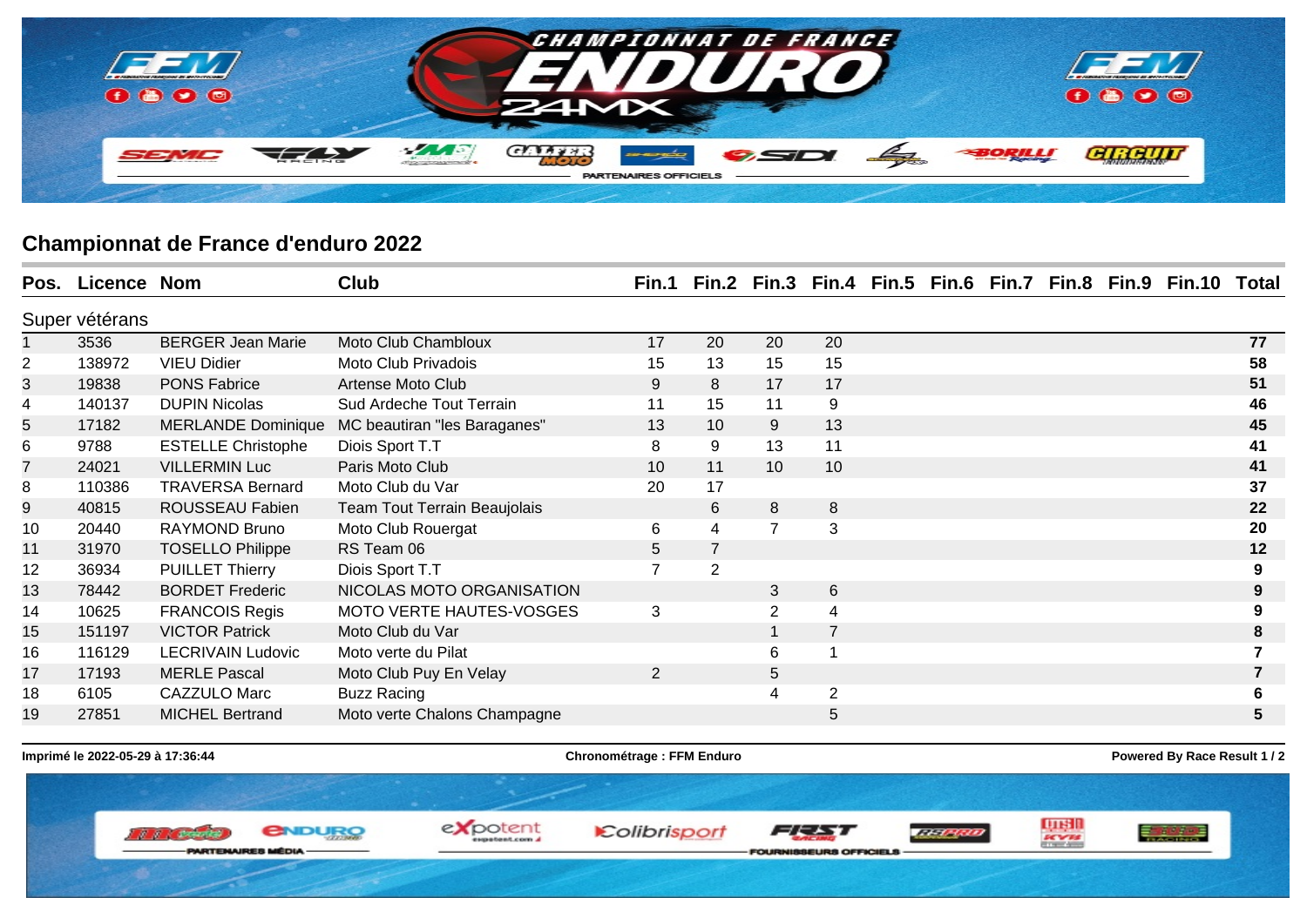## Championnat de France d'enduro 2022

| Pos. | Licence | Nom | Club | Fin.1 | Fin.2 | Fin.3 | Fin.4 | Fin.5 | Fin.6 | Fin.7 | Fin.8 | Fin.9 | Fin.10 | Total |
|---|---|---|---|---|---|---|---|---|---|---|---|---|---|---|
| **Super vétérans** | | | | | | | | | | | | | | |
| 1 | 3536 | BERGER Jean Marie | Moto Club Chambloux | 17 | 20 | 20 | 20 | | | | | | | **77** |
| 2 | 138972 | VIEU Didier | Moto Club Privadois | 15 | 13 | 15 | 15 | | | | | | | **58** |
| 3 | 19838 | PONS Fabrice | Artense Moto Club | 9 | 8 | 17 | 17 | | | | | | | **51** |
| 4 | 140137 | DUPIN Nicolas | Sud Ardeche Tout Terrain | 11 | 15 | 11 | 9 | | | | | | | **46** |
| 5 | 17182 | MERLANDE Dominique | MC beautiran "les Baraganes" | 13 | 10 | 9 | 13 | | | | | | | **45** |
| 6 | 9788 | ESTELLE Christophe | Diois Sport T.T | 8 | 9 | 13 | 11 | | | | | | | **41** |
| 7 | 24021 | VILLERMIN Luc | Paris Moto Club | 10 | 11 | 10 | 10 | | | | | | | **41** |
| 8 | 110386 | TRAVERSA Bernard | Moto Club du Var | 20 | 17 | | | | | | | | | **37** |
| 9 | 40815 | ROUSSEAU Fabien | Team Tout Terrain Beaujolais | | 6 | 8 | 8 | | | | | | | **22** |
| 10 | 20440 | RAYMOND Bruno | Moto Club Rouergat | 6 | 4 | 7 | 3 | | | | | | | **20** |
| 11 | 31970 | TOSELLO Philippe | RS Team 06 | 5 | 7 | | | | | | | | | **12** |
| 12 | 36934 | PUILLET Thierry | Diois Sport T.T | 7 | 2 | | | | | | | | | **9** |
| 13 | 78442 | BORDET Frederic | NICOLAS MOTO ORGANISATION | | | 3 | 6 | | | | | | | **9** |
| 14 | 10625 | FRANCOIS Regis | MOTO VERTE HAUTES-VOSGES | 3 | | 2 | 4 | | | | | | | **9** |
| 15 | 151197 | VICTOR Patrick | Moto Club du Var | | | 1 | 7 | | | | | | | **8** |
| 16 | 116129 | LECRIVAIN Ludovic | Moto verte du Pilat | | | 6 | 1 | | | | | | | **7** |
| 17 | 17193 | MERLE Pascal | Moto Club Puy En Velay | 2 | | 5 | | | | | | | | **7** |
| 18 | 6105 | CAZZULO Marc | Buzz Racing | | | 4 | 2 | | | | | | | **6** |
| 19 | 27851 | MICHEL Bertrand | Moto verte Chalons Champagne | | | | 5 | | | | | | | **5** |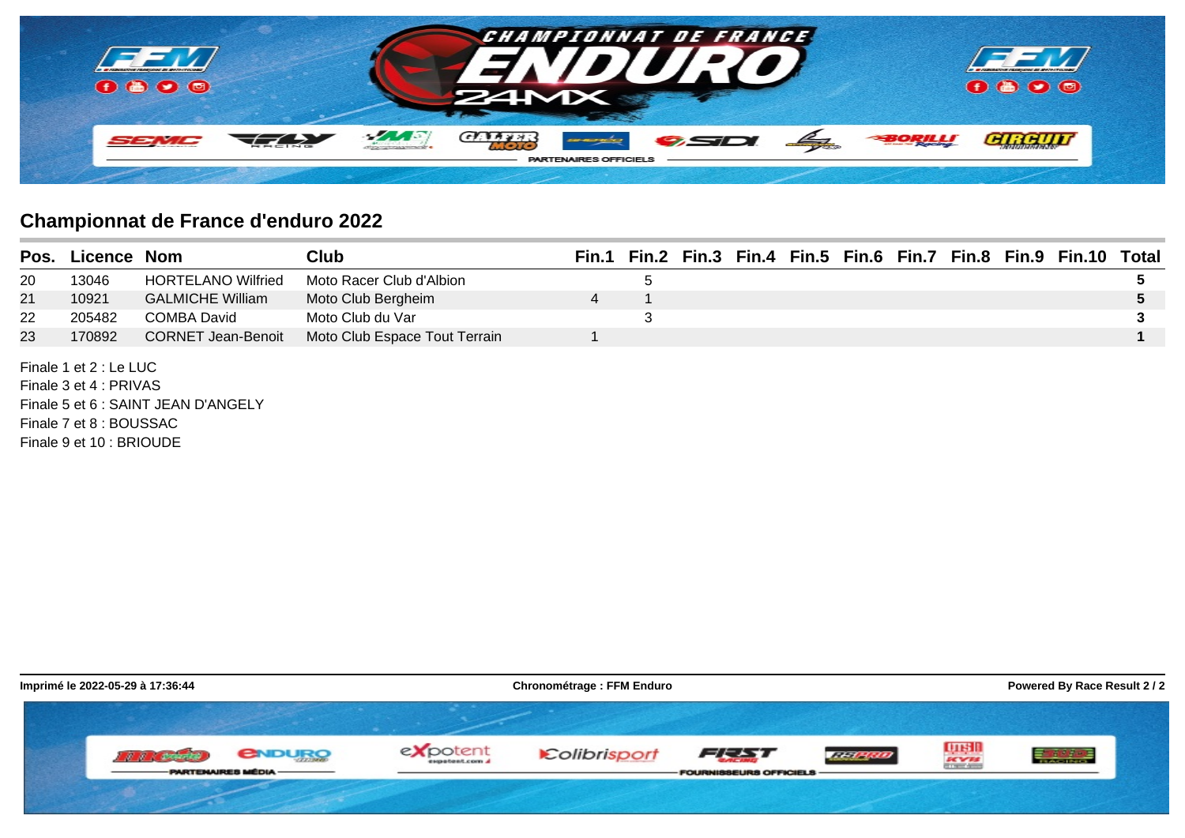## Championnat de France d'enduro 2022

| Pos. | Licence | Nom | Club | Fin.1 | Fin.2 | Fin.3 | Fin.4 | Fin.5 | Fin.6 | Fin.7 | Fin.8 | Fin.9 | Fin.10 | Total |
|---|---|---|---|---|---|---|---|---|---|---|---|---|---|---|
| 20 | 13046 | HORTELANO Wilfried | Moto Racer Club d'Albion | | 5 | | | | | | | | | 5 |
| 21 | 10921 | GALMICHE William | Moto Club Bergheim | 4 | 1 | | | | | | | | | 5 |
| 22 | 205482 | COMBA David | Moto Club du Var | | 3 | | | | | | | | | 3 |
| 23 | 170892 | CORNET Jean-Benoit | Moto Club Espace Tout Terrain | 1 | | | | | | | | | | 1 |

Finale 1 et 2 : Le LUC
Finale 3 et 4 : PRIVAS
Finale 5 et 6 : SAINT JEAN D'ANGELY
Finale 7 et 8 : BOUSSAC
Finale 9 et 10 : BRIOUDE

Imprimé le 2022-05-29 à 17:36:44 — Chronométrage : FFM Enduro — Powered By Race Result